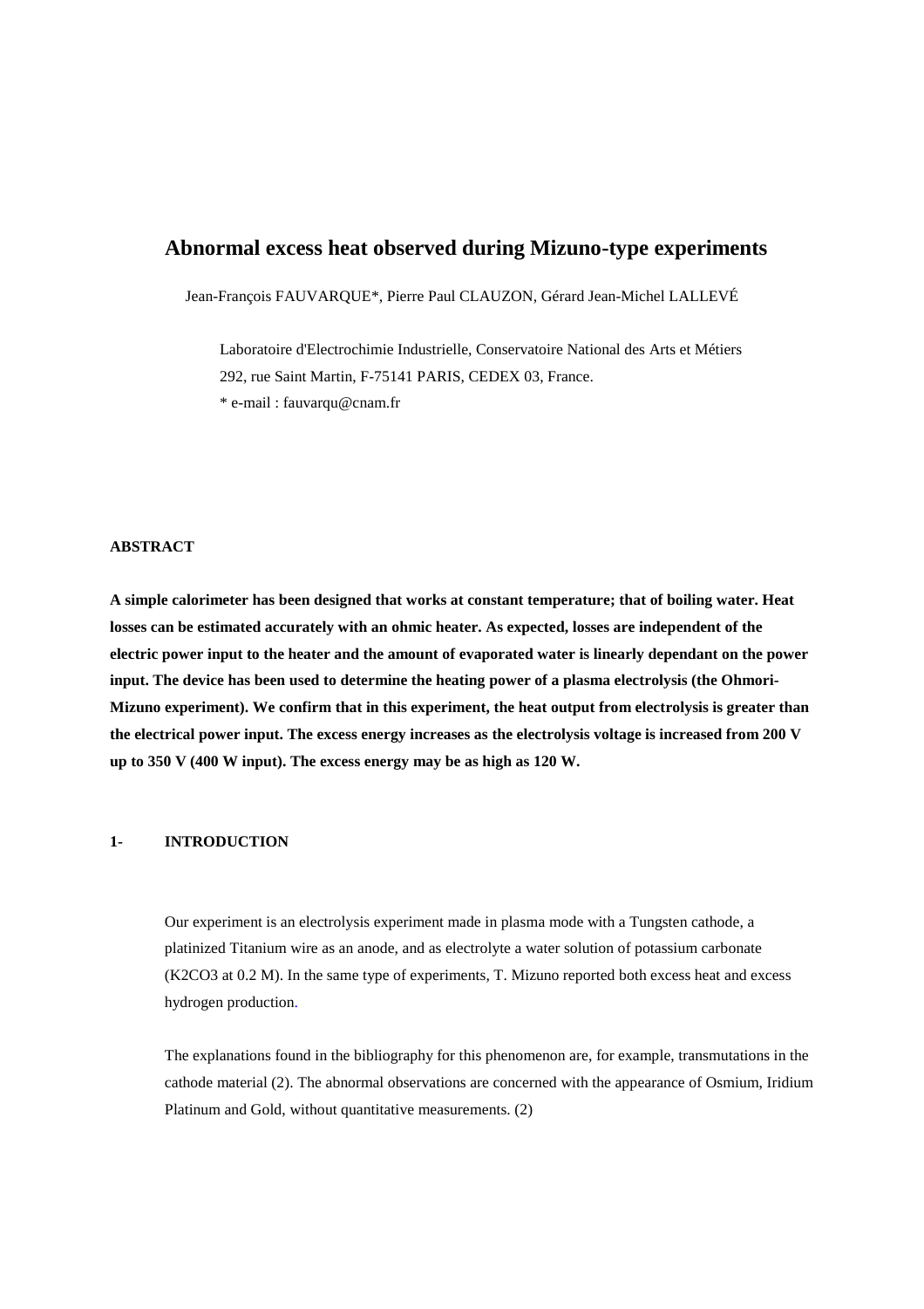# Abnormal excess heat observed during Mizuno-type experiments

Jean-François FAUVARQUE*, Pierre Paul CLAUZON, Gérard Jean-Michel LALLEVÉ

Laboratoire d'Electrochimie Industrielle, Conservatoire National des Arts et Métiers
292, rue Saint Martin, F-75141 PARIS, CEDEX 03, France.
* e-mail : fauvarqu@cnam.fr

**ABSTRACT**

**A simple calorimeter has been designed that works at constant temperature; that of boiling water. Heat losses can be estimated accurately with an ohmic heater. As expected, losses are independent of the electric power input to the heater and the amount of evaporated water is linearly dependant on the power input. The device has been used to determine the heating power of a plasma electrolysis (the Ohmori-Mizuno experiment). We confirm that in this experiment, the heat output from electrolysis is greater than the electrical power input. The excess energy increases as the electrolysis voltage is increased from 200 V up to 350 V (400 W input). The excess energy may be as high as 120 W.**

## 1- INTRODUCTION

Our experiment is an electrolysis experiment made in plasma mode with a Tungsten cathode, a platinized Titanium wire as an anode, and as electrolyte a water solution of potassium carbonate ($K_2CO_3$ at 0.2 M). In the same type of experiments, T. Mizuno reported both excess heat and excess hydrogen production.

The explanations found in the bibliography for this phenomenon are, for example, transmutations in the cathode material (2). The abnormal observations are concerned with the appearance of Osmium, Iridium Platinum and Gold, without quantitative measurements. (2)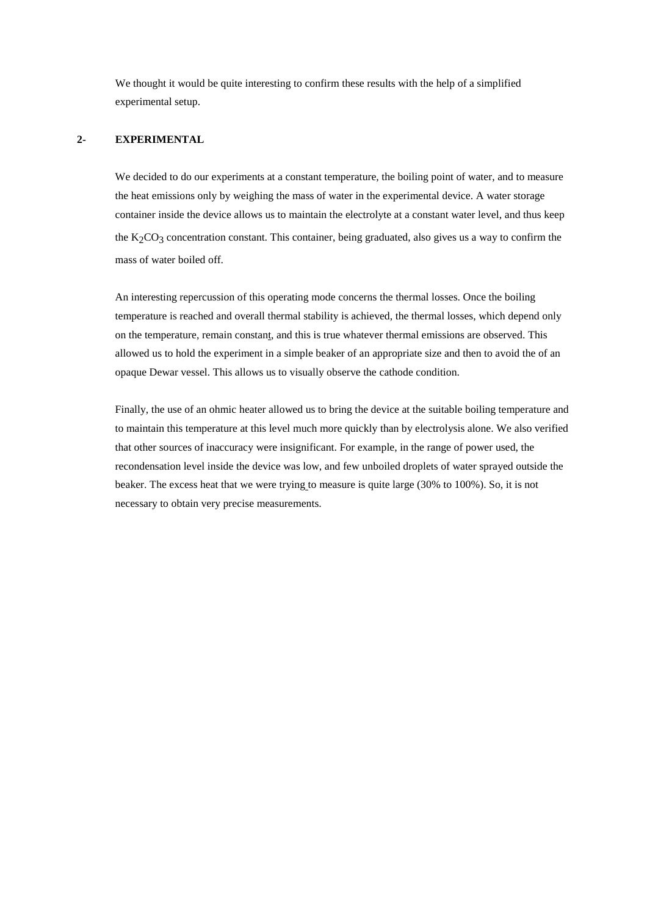We thought it would be quite interesting to confirm these results with the help of a simplified experimental setup.

## 2- EXPERIMENTAL

We decided to do our experiments at a constant temperature, the boiling point of water, and to measure the heat emissions only by weighing the mass of water in the experimental device. A water storage container inside the device allows us to maintain the electrolyte at a constant water level, and thus keep the $K_2CO_3$ concentration constant. This container, being graduated, also gives us a way to confirm the mass of water boiled off.

An interesting repercussion of this operating mode concerns the thermal losses. Once the boiling temperature is reached and overall thermal stability is achieved, the thermal losses, which depend only on the temperature, remain constant, and this is true whatever thermal emissions are observed. This allowed us to hold the experiment in a simple beaker of an appropriate size and then to avoid the of an opaque Dewar vessel. This allows us to visually observe the cathode condition.

Finally, the use of an ohmic heater allowed us to bring the device at the suitable boiling temperature and to maintain this temperature at this level much more quickly than by electrolysis alone. We also verified that other sources of inaccuracy were insignificant. For example, in the range of power used, the recondensation level inside the device was low, and few unboiled droplets of water sprayed outside the beaker. The excess heat that we were trying to measure is quite large (30% to 100%). So, it is not necessary to obtain very precise measurements.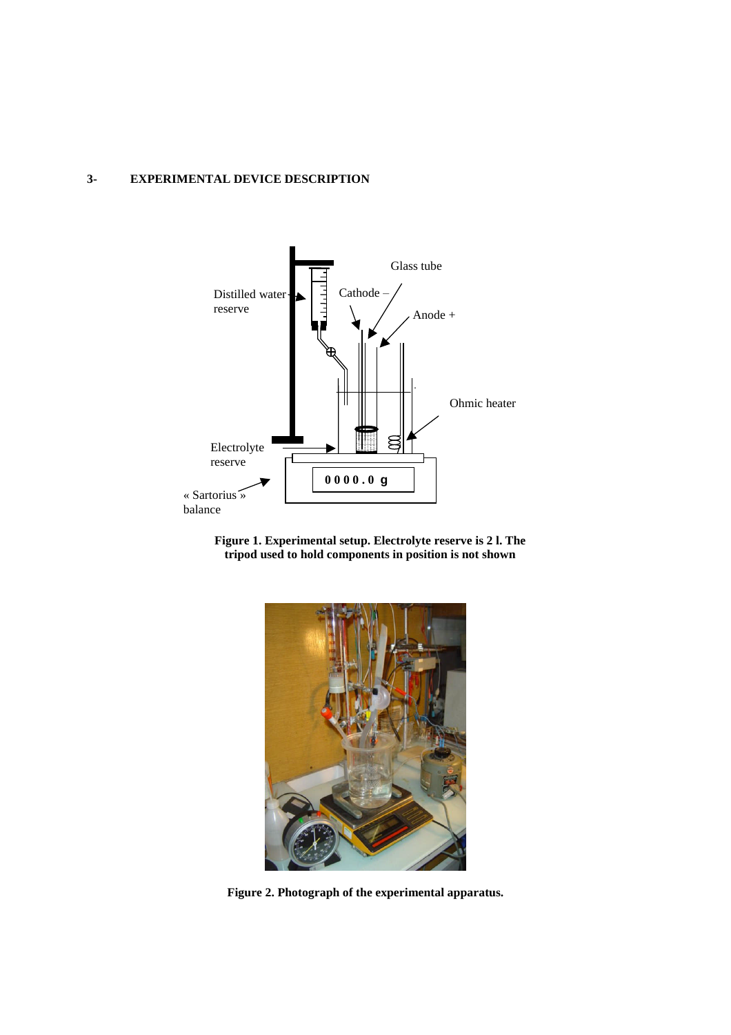## 3- EXPERIMENTAL DEVICE DESCRIPTION

Glass tube
Distilled water reserve
Cathode –
Anode +
Ohmic heater
Electrolyte reserve
« Sartorius » balance
0000.0 g

**Figure 1. Experimental setup. Electrolyte reserve is 2 l. The tripod used to hold components in position is not shown**

**Figure 2. Photograph of the experimental apparatus.**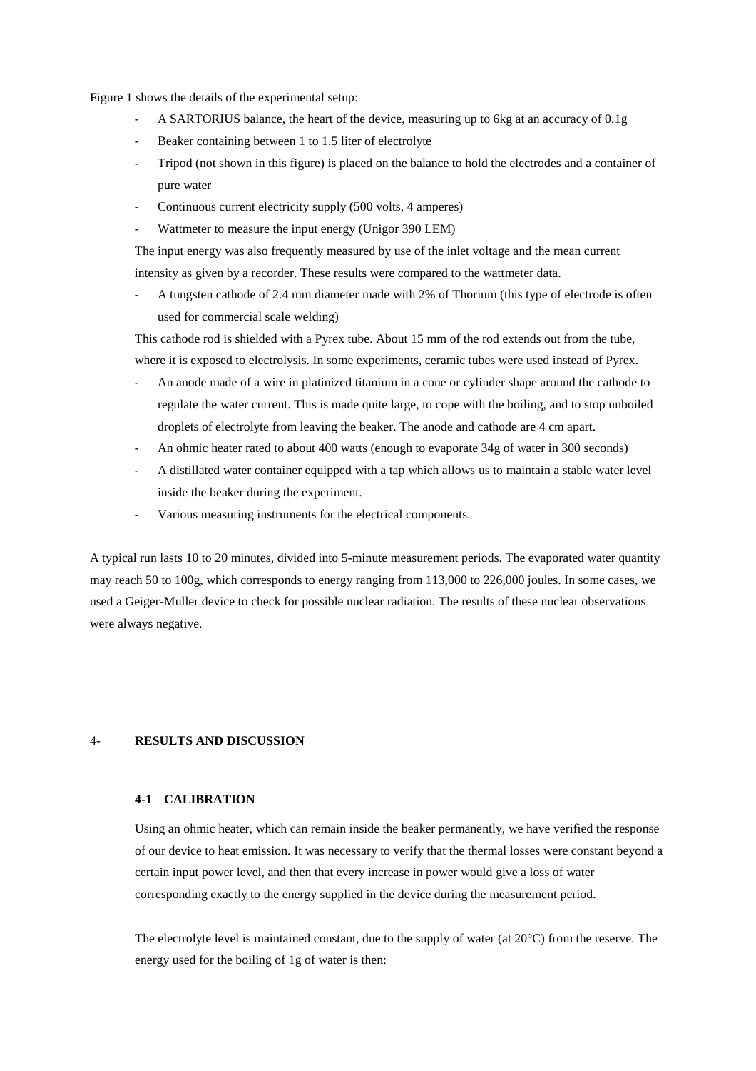Figure 1 shows the details of the experimental setup:

- A SARTORIUS balance, the heart of the device, measuring up to 6kg at an accuracy of 0.1g
- Beaker containing between 1 to 1.5 liter of electrolyte
- Tripod (not shown in this figure) is placed on the balance to hold the electrodes and a container of pure water
- Continuous current electricity supply (500 volts, 4 amperes)
- Wattmeter to measure the input energy (Unigor 390 LEM)

  The input energy was also frequently measured by use of the inlet voltage and the mean current intensity as given by a recorder. These results were compared to the wattmeter data.

- A tungsten cathode of 2.4 mm diameter made with 2% of Thorium (this type of electrode is often used for commercial scale welding)

  This cathode rod is shielded with a Pyrex tube. About 15 mm of the rod extends out from the tube, where it is exposed to electrolysis. In some experiments, ceramic tubes were used instead of Pyrex.

- An anode made of a wire in platinized titanium in a cone or cylinder shape around the cathode to regulate the water current. This is made quite large, to cope with the boiling, and to stop unboiled droplets of electrolyte from leaving the beaker. The anode and cathode are 4 cm apart.
- An ohmic heater rated to about 400 watts (enough to evaporate 34g of water in 300 seconds)
- A distillated water container equipped with a tap which allows us to maintain a stable water level inside the beaker during the experiment.
- Various measuring instruments for the electrical components.

A typical run lasts 10 to 20 minutes, divided into 5-minute measurement periods. The evaporated water quantity may reach 50 to 100g, which corresponds to energy ranging from 113,000 to 226,000 joules. In some cases, we used a Geiger-Muller device to check for possible nuclear radiation. The results of these nuclear observations were always negative.

## 4- RESULTS AND DISCUSSION

### 4-1 CALIBRATION

Using an ohmic heater, which can remain inside the beaker permanently, we have verified the response of our device to heat emission. It was necessary to verify that the thermal losses were constant beyond a certain input power level, and then that every increase in power would give a loss of water corresponding exactly to the energy supplied in the device during the measurement period.

The electrolyte level is maintained constant, due to the supply of water (at 20°C) from the reserve. The energy used for the boiling of 1g of water is then: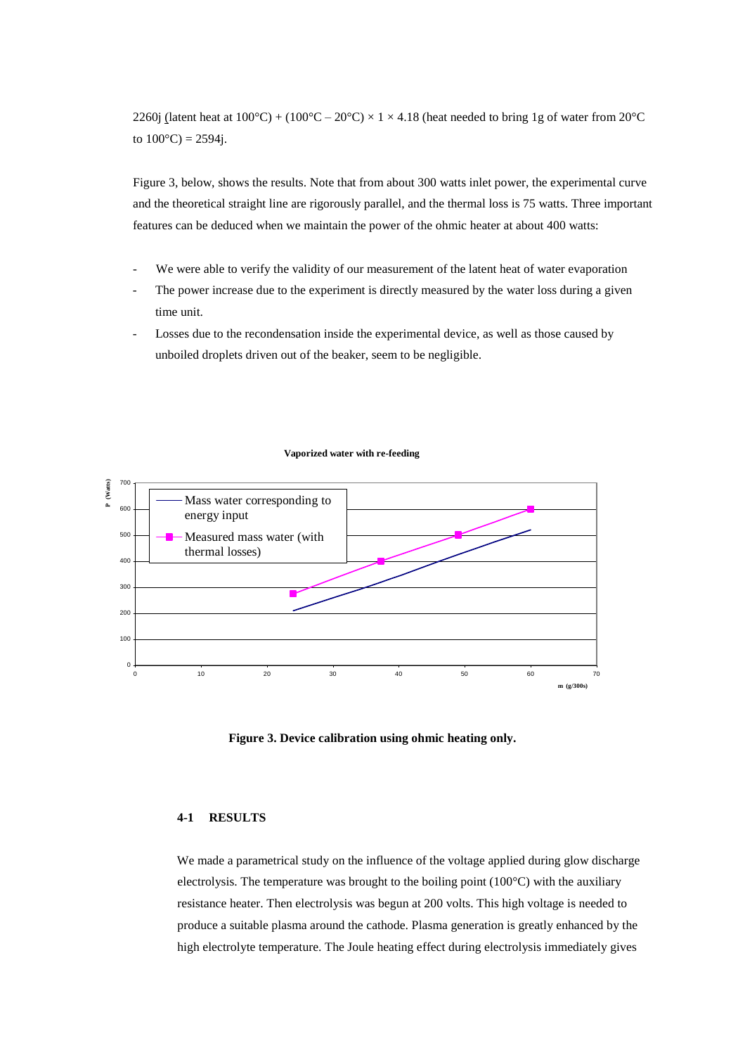2260j (latent heat at 100°C) + (100°C – 20°C) × 1 × 4.18 (heat needed to bring 1g of water from 20°C to 100°C) = 2594j.

Figure 3, below, shows the results. Note that from about 300 watts inlet power, the experimental curve and the theoretical straight line are rigorously parallel, and the thermal loss is 75 watts. Three important features can be deduced when we maintain the power of the ohmic heater at about 400 watts:

- We were able to verify the validity of our measurement of the latent heat of water evaporation
- The power increase due to the experiment is directly measured by the water loss during a given time unit.
- Losses due to the recondensation inside the experimental device, as well as those caused by unboiled droplets driven out of the beaker, seem to be negligible.

Vaporized water with re-feeding

P (Watts)

700
600
500
400
300
200
100
0

0
10
20
30
40
50
60
70

m (g/300s)

Mass water corresponding to energy input

Measured mass water (with thermal losses)

**Figure 3. Device calibration using ohmic heating only.**

### 4-1 RESULTS

We made a parametrical study on the influence of the voltage applied during glow discharge electrolysis. The temperature was brought to the boiling point (100°C) with the auxiliary resistance heater. Then electrolysis was begun at 200 volts. This high voltage is needed to produce a suitable plasma around the cathode. Plasma generation is greatly enhanced by the high electrolyte temperature. The Joule heating effect during electrolysis immediately gives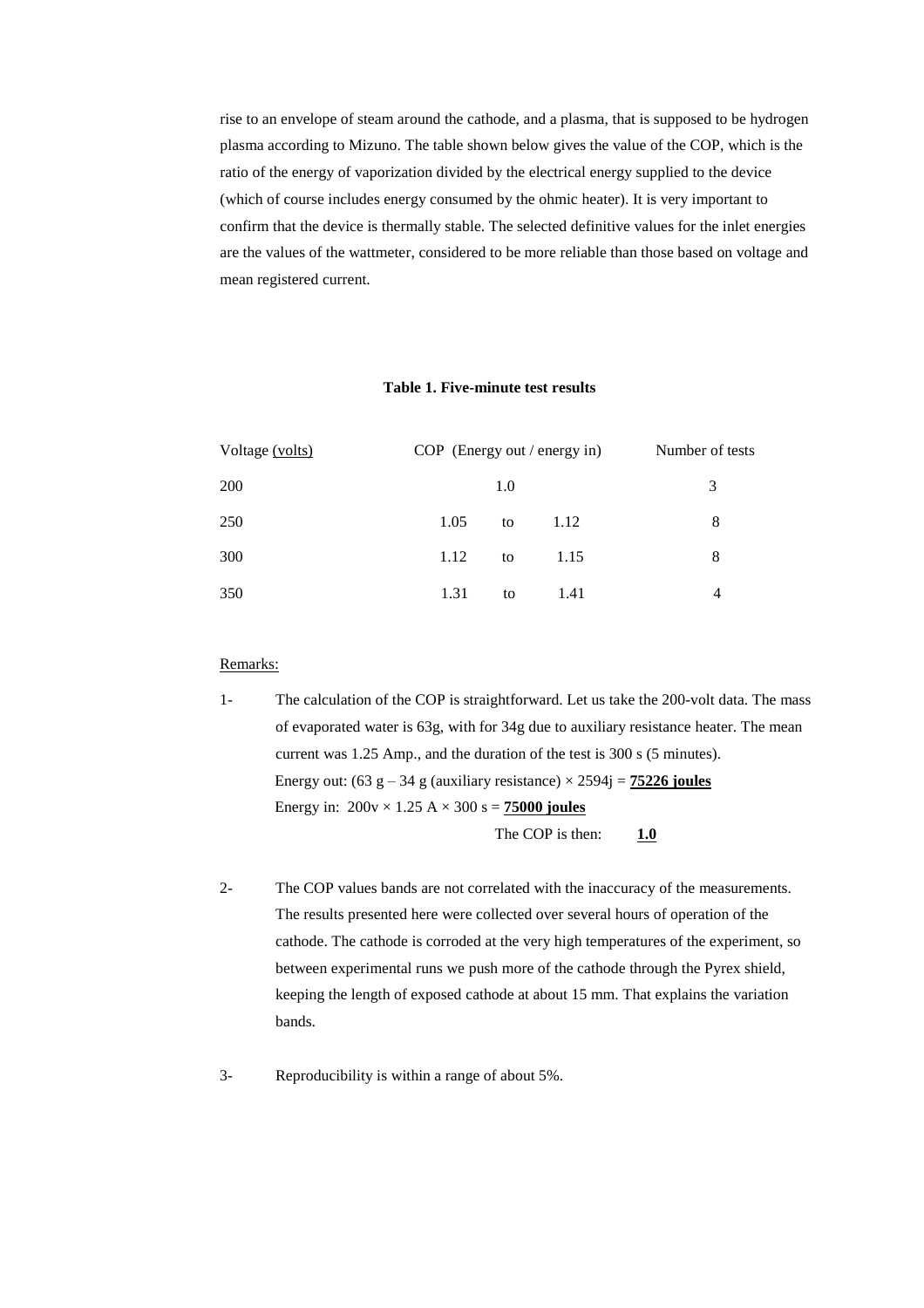rise to an envelope of steam around the cathode, and a plasma, that is supposed to be hydrogen plasma according to Mizuno. The table shown below gives the value of the COP, which is the ratio of the energy of vaporization divided by the electrical energy supplied to the device (which of course includes energy consumed by the ohmic heater). It is very important to confirm that the device is thermally stable. The selected definitive values for the inlet energies are the values of the wattmeter, considered to be more reliable than those based on voltage and mean registered current.

**Table 1. Five-minute test results**

| Voltage (volts) | COP (Energy out / energy in) | Number of tests |
|---|---|---|
| 200 | 1.0 | 3 |
| 250 | 1.05 to 1.12 | 8 |
| 300 | 1.12 to 1.15 | 8 |
| 350 | 1.31 to 1.41 | 4 |

Remarks:

1- The calculation of the COP is straightforward. Let us take the 200-volt data. The mass of evaporated water is 63g, with for 34g due to auxiliary resistance heater. The mean current was 1.25 Amp., and the duration of the test is 300 s (5 minutes).
Energy out: (63 g – 34 g (auxiliary resistance) × 2594j = **75226 joules**
Energy in: 200v × 1.25 A × 300 s = **75000 joules**
The COP is then: **1.0**

2- The COP values bands are not correlated with the inaccuracy of the measurements. The results presented here were collected over several hours of operation of the cathode. The cathode is corroded at the very high temperatures of the experiment, so between experimental runs we push more of the cathode through the Pyrex shield, keeping the length of exposed cathode at about 15 mm. That explains the variation bands.

3- Reproducibility is within a range of about 5%.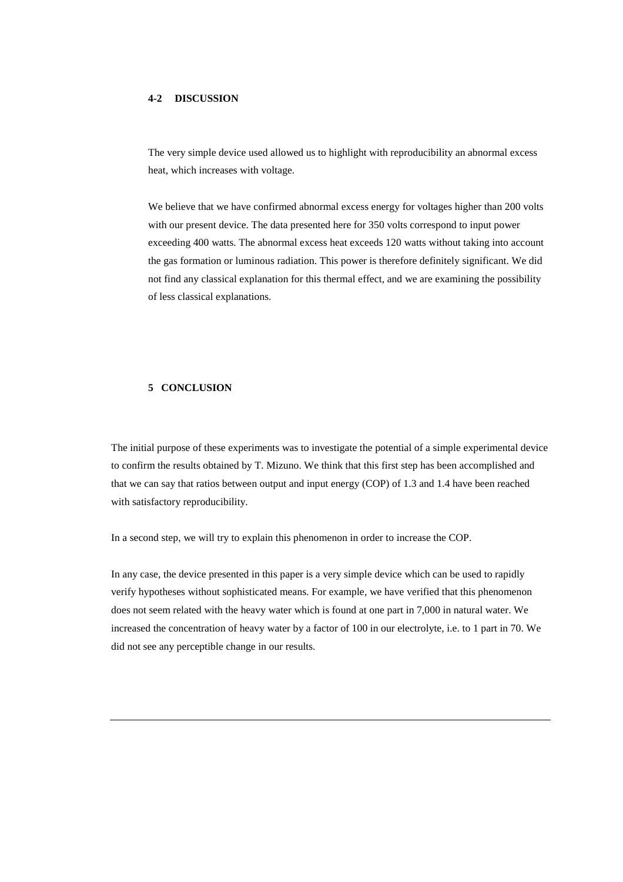### 4-2 DISCUSSION

The very simple device used allowed us to highlight with reproducibility an abnormal excess heat, which increases with voltage.

We believe that we have confirmed abnormal excess energy for voltages higher than 200 volts with our present device. The data presented here for 350 volts correspond to input power exceeding 400 watts. The abnormal excess heat exceeds 120 watts without taking into account the gas formation or luminous radiation. This power is therefore definitely significant. We did not find any classical explanation for this thermal effect, and we are examining the possibility of less classical explanations.

## 5 CONCLUSION

The initial purpose of these experiments was to investigate the potential of a simple experimental device to confirm the results obtained by T. Mizuno. We think that this first step has been accomplished and that we can say that ratios between output and input energy (COP) of 1.3 and 1.4 have been reached with satisfactory reproducibility.

In a second step, we will try to explain this phenomenon in order to increase the COP.

In any case, the device presented in this paper is a very simple device which can be used to rapidly verify hypotheses without sophisticated means. For example, we have verified that this phenomenon does not seem related with the heavy water which is found at one part in 7,000 in natural water. We increased the concentration of heavy water by a factor of 100 in our electrolyte, i.e. to 1 part in 70. We did not see any perceptible change in our results.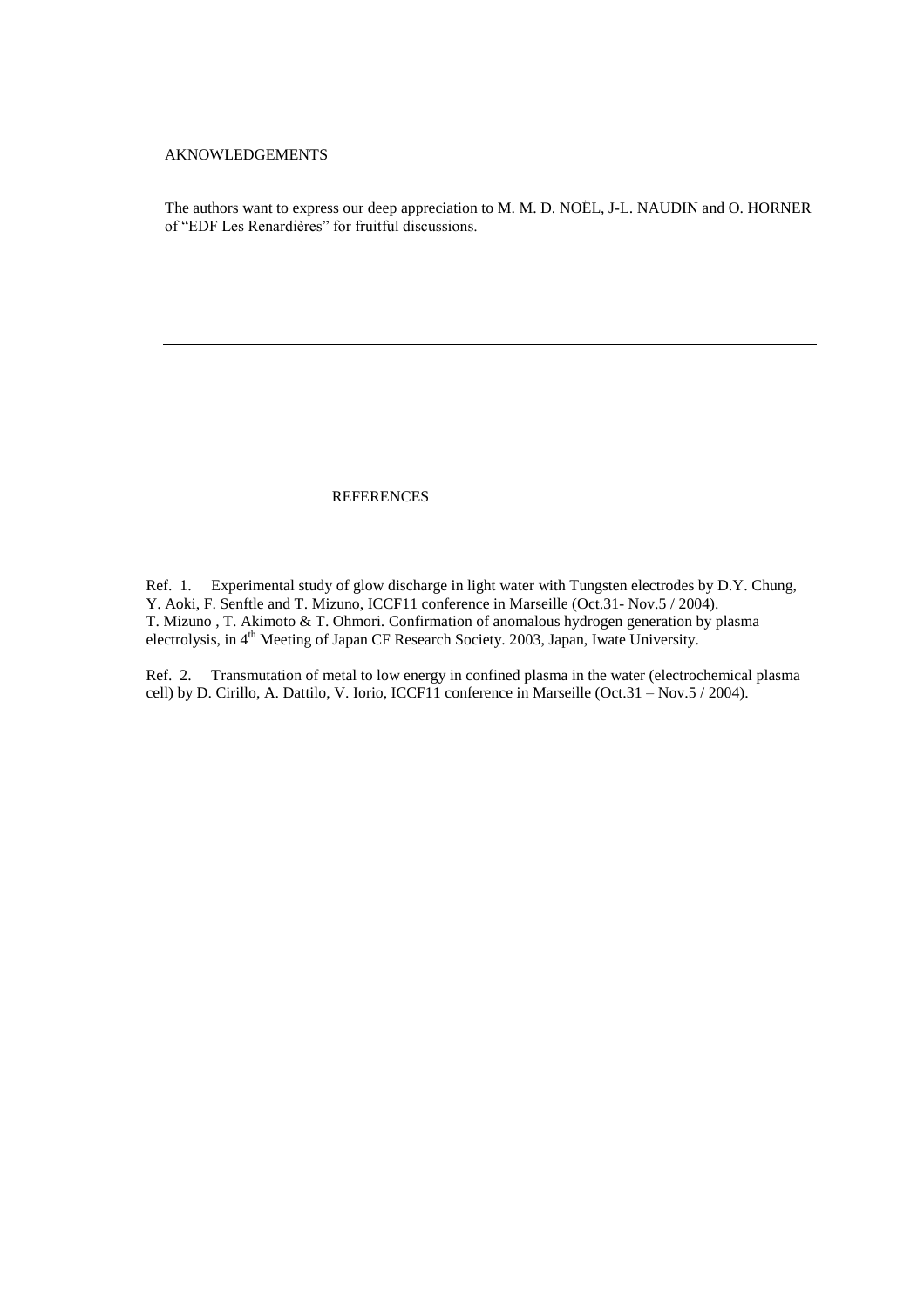## AKNOWLEDGEMENTS

The authors want to express our deep appreciation to M. M. D. NOËL, J-L. NAUDIN and O. HORNER of "EDF Les Renardières" for fruitful discussions.

---

## REFERENCES

Ref. 1. Experimental study of glow discharge in light water with Tungsten electrodes by D.Y. Chung, Y. Aoki, F. Senftle and T. Mizuno, ICCF11 conference in Marseille (Oct.31- Nov.5 / 2004).
T. Mizuno , T. Akimoto & T. Ohmori. Confirmation of anomalous hydrogen generation by plasma electrolysis, in 4th Meeting of Japan CF Research Society. 2003, Japan, Iwate University.

Ref. 2. Transmutation of metal to low energy in confined plasma in the water (electrochemical plasma cell) by D. Cirillo, A. Dattilo, V. Iorio, ICCF11 conference in Marseille (Oct.31 – Nov.5 / 2004).